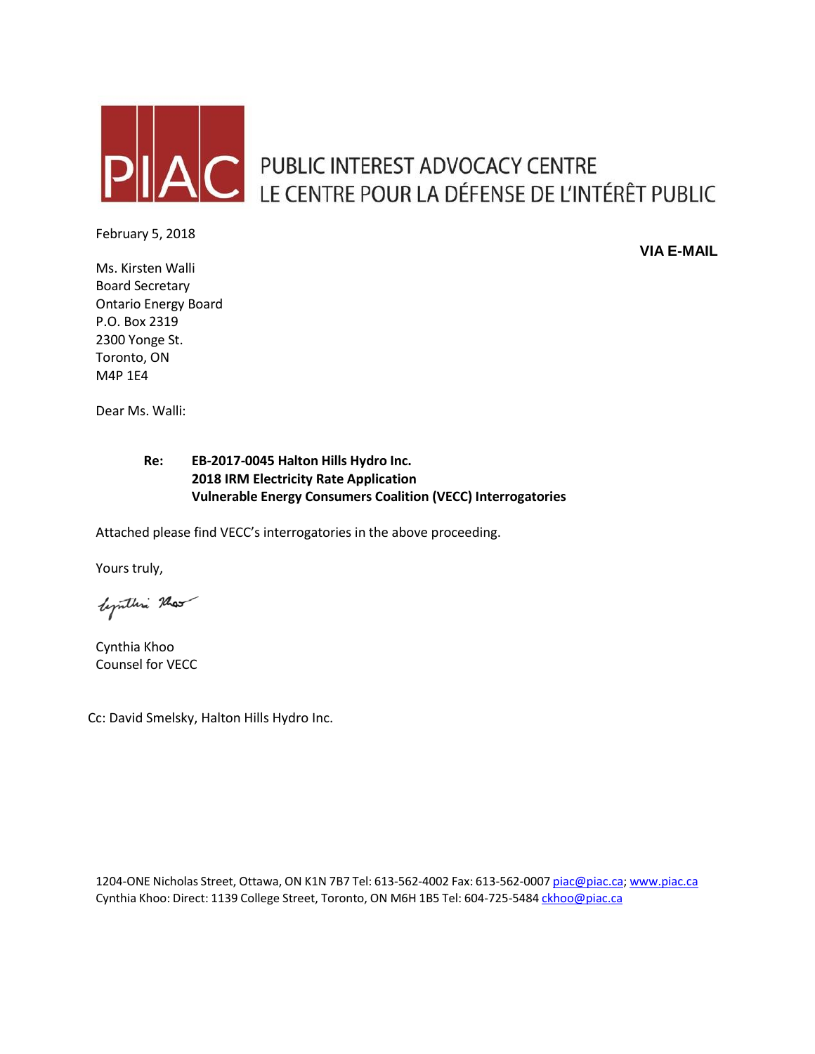PIAC PUBLIC INTEREST ADVOCACY CENTRE
LE CENTRE POUR LA DÉFENSE DE L'INTÉRÊT PUBLIC

February 5, 2018

**VIA E-MAIL**

Ms. Kirsten Walli
Board Secretary
Ontario Energy Board
P.O. Box 2319
2300 Yonge St.
Toronto, ON
M4P 1E4

Dear Ms. Walli:

**Re: EB-2017-0045 Halton Hills Hydro Inc.**
**2018 IRM Electricity Rate Application**
**Vulnerable Energy Consumers Coalition (VECC) Interrogatories**

Attached please find VECC's interrogatories in the above proceeding.

Yours truly,

Cynthia Khoo
Counsel for VECC

Cc: David Smelsky, Halton Hills Hydro Inc.

1204-ONE Nicholas Street, Ottawa, ON K1N 7B7 Tel: 613-562-4002 Fax: 613-562-0007 piac@piac.ca; www.piac.ca
Cynthia Khoo: Direct: 1139 College Street, Toronto, ON M6H 1B5 Tel: 604-725-5484 ckhoo@piac.ca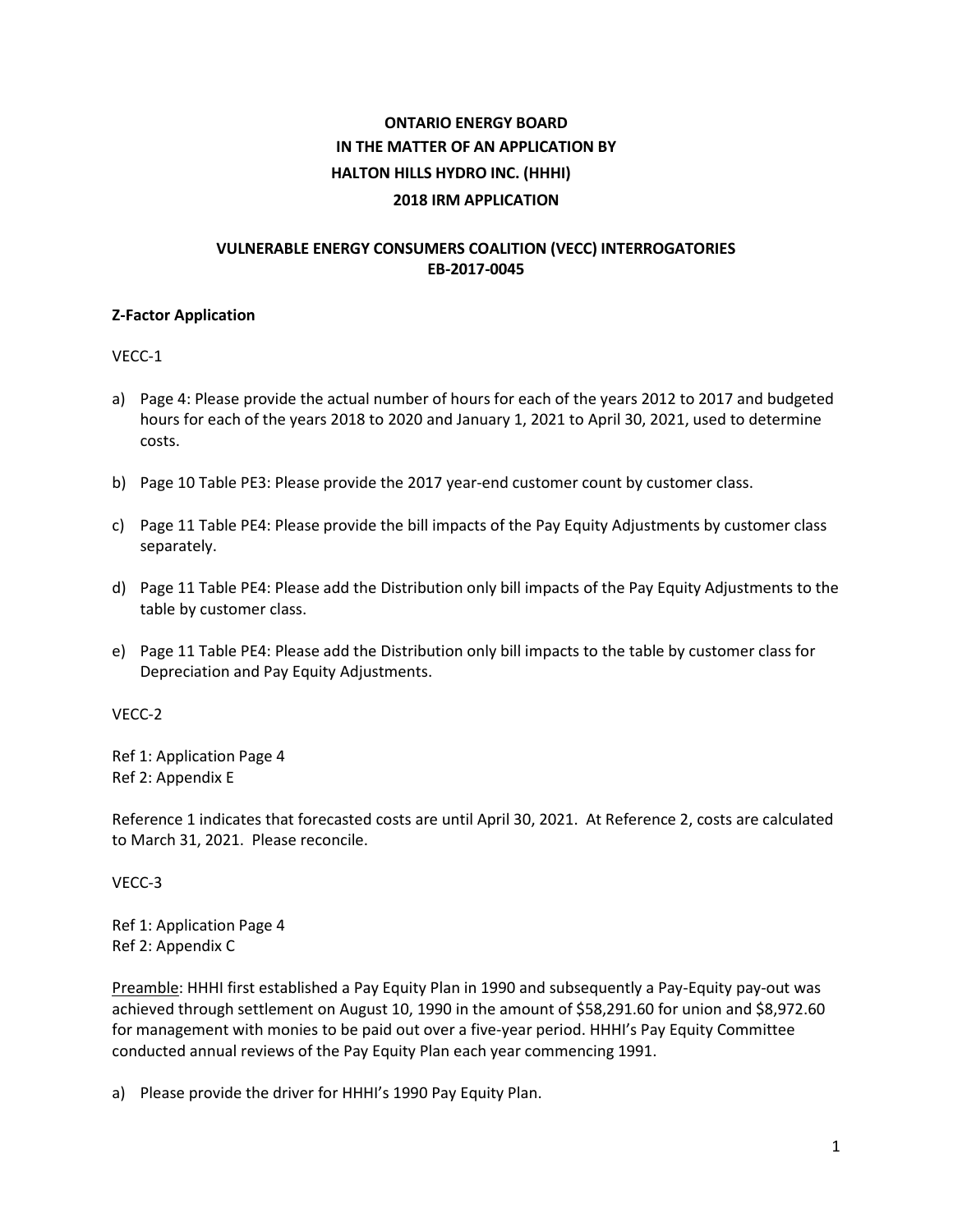**ONTARIO ENERGY BOARD**
**IN THE MATTER OF AN APPLICATION BY**
**HALTON HILLS HYDRO INC. (HHHI)**
**2018 IRM APPLICATION**

**VULNERABLE ENERGY CONSUMERS COALITION (VECC) INTERROGATORIES**
**EB-2017-0045**

**Z-Factor Application**

VECC-1

a) Page 4: Please provide the actual number of hours for each of the years 2012 to 2017 and budgeted hours for each of the years 2018 to 2020 and January 1, 2021 to April 30, 2021, used to determine costs.

b) Page 10 Table PE3: Please provide the 2017 year-end customer count by customer class.

c) Page 11 Table PE4: Please provide the bill impacts of the Pay Equity Adjustments by customer class separately.

d) Page 11 Table PE4: Please add the Distribution only bill impacts of the Pay Equity Adjustments to the table by customer class.

e) Page 11 Table PE4: Please add the Distribution only bill impacts to the table by customer class for Depreciation and Pay Equity Adjustments.

VECC-2

Ref 1: Application Page 4
Ref 2: Appendix E

Reference 1 indicates that forecasted costs are until April 30, 2021. At Reference 2, costs are calculated to March 31, 2021. Please reconcile.

VECC-3

Ref 1: Application Page 4
Ref 2: Appendix C

<u>Preamble</u>: HHHI first established a Pay Equity Plan in 1990 and subsequently a Pay-Equity pay-out was achieved through settlement on August 10, 1990 in the amount of $58,291.60 for union and $8,972.60 for management with monies to be paid out over a five-year period. HHHI's Pay Equity Committee conducted annual reviews of the Pay Equity Plan each year commencing 1991.

a) Please provide the driver for HHHI's 1990 Pay Equity Plan.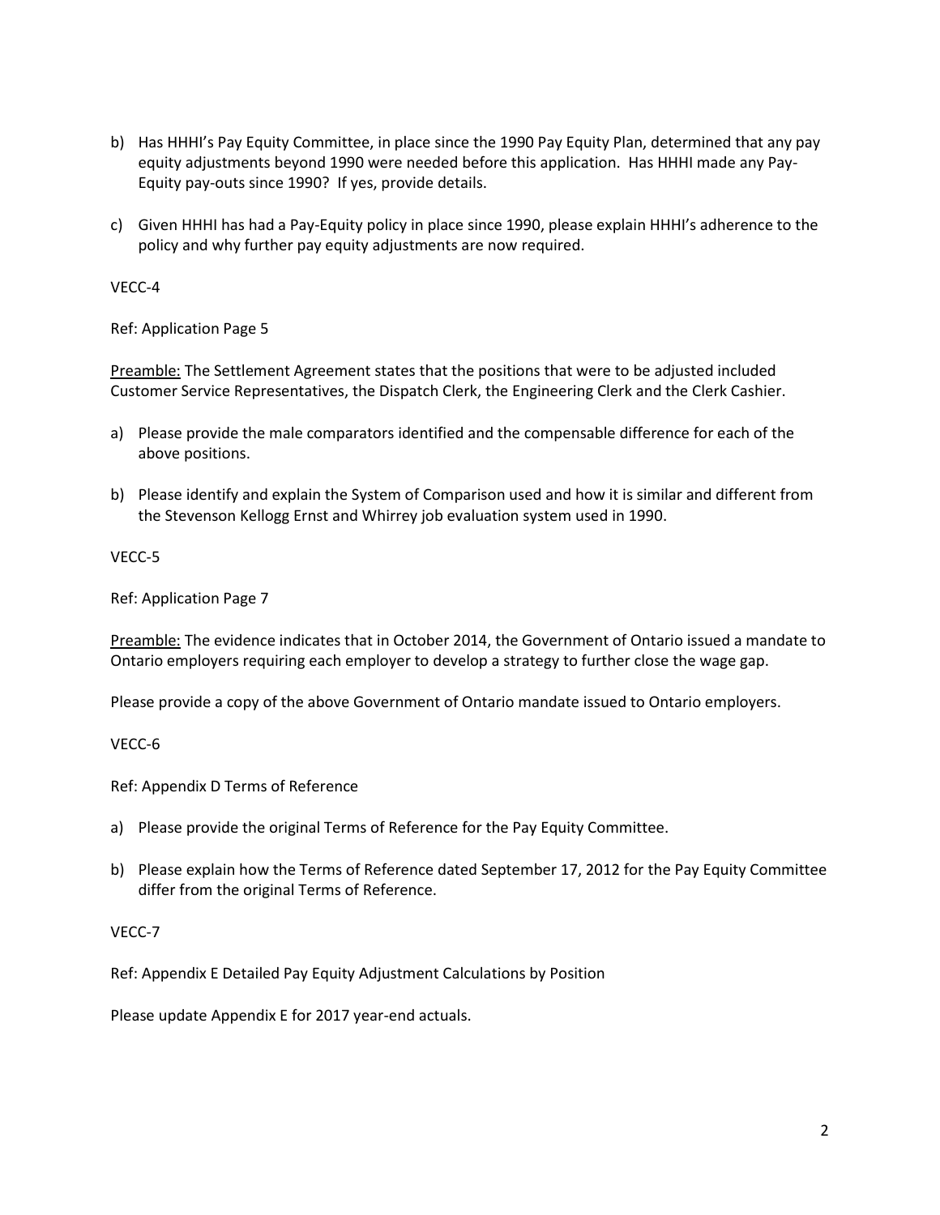b) Has HHHI's Pay Equity Committee, in place since the 1990 Pay Equity Plan, determined that any pay equity adjustments beyond 1990 were needed before this application. Has HHHI made any Pay-Equity pay-outs since 1990? If yes, provide details.

c) Given HHHI has had a Pay-Equity policy in place since 1990, please explain HHHI's adherence to the policy and why further pay equity adjustments are now required.

VECC-4

Ref: Application Page 5

<u>Preamble:</u> The Settlement Agreement states that the positions that were to be adjusted included Customer Service Representatives, the Dispatch Clerk, the Engineering Clerk and the Clerk Cashier.

a) Please provide the male comparators identified and the compensable difference for each of the above positions.

b) Please identify and explain the System of Comparison used and how it is similar and different from the Stevenson Kellogg Ernst and Whirrey job evaluation system used in 1990.

VECC-5

Ref: Application Page 7

<u>Preamble:</u> The evidence indicates that in October 2014, the Government of Ontario issued a mandate to Ontario employers requiring each employer to develop a strategy to further close the wage gap.

Please provide a copy of the above Government of Ontario mandate issued to Ontario employers.

VECC-6

Ref: Appendix D Terms of Reference

a) Please provide the original Terms of Reference for the Pay Equity Committee.

b) Please explain how the Terms of Reference dated September 17, 2012 for the Pay Equity Committee differ from the original Terms of Reference.

VECC-7

Ref: Appendix E Detailed Pay Equity Adjustment Calculations by Position

Please update Appendix E for 2017 year-end actuals.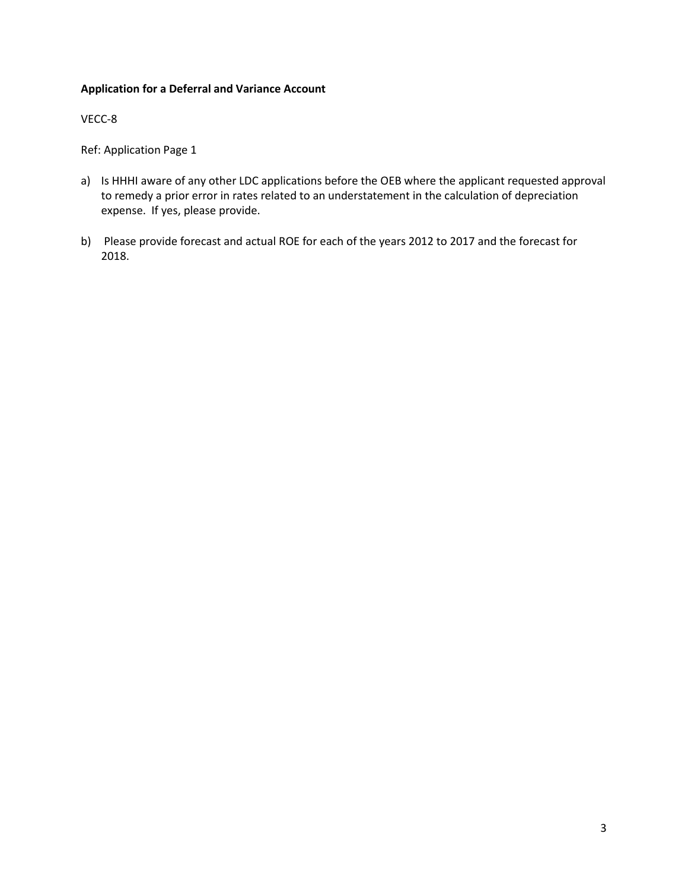**Application for a Deferral and Variance Account**

VECC-8

Ref: Application Page 1

a) Is HHHI aware of any other LDC applications before the OEB where the applicant requested approval to remedy a prior error in rates related to an understatement in the calculation of depreciation expense. If yes, please provide.

b) Please provide forecast and actual ROE for each of the years 2012 to 2017 and the forecast for 2018.